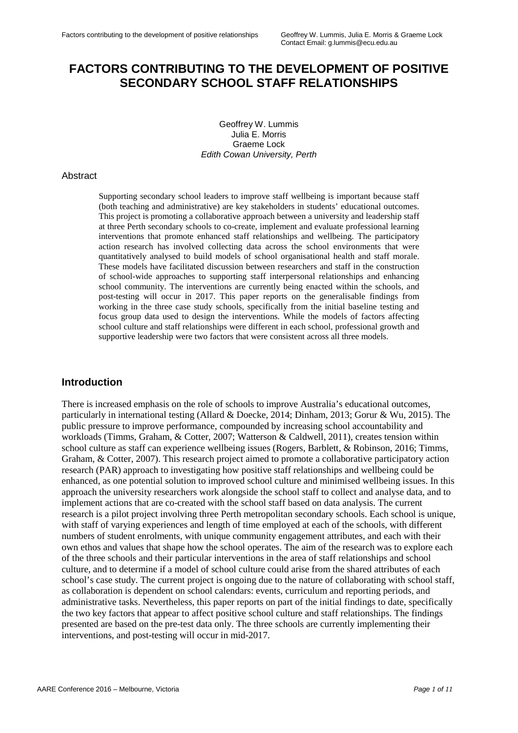# FACTORS CONTRIBUTING TO THE DEVELOPMENT OF POSITIVE SECONDARY SCHOOL STAFF RELATIONSHIPS

Geoffrey W. Lummis
Julia E. Morris
Graeme Lock
*Edith Cowan University, Perth*

Contact Email: g.lummis@ecu.edu.au

## Abstract

Supporting secondary school leaders to improve staff wellbeing is important because staff (both teaching and administrative) are key stakeholders in students' educational outcomes. This project is promoting a collaborative approach between a university and leadership staff at three Perth secondary schools to co-create, implement and evaluate professional learning interventions that promote enhanced staff relationships and wellbeing. The participatory action research has involved collecting data across the school environments that were quantitatively analysed to build models of school organisational health and staff morale. These models have facilitated discussion between researchers and staff in the construction of school-wide approaches to supporting staff interpersonal relationships and enhancing school community. The interventions are currently being enacted within the schools, and post-testing will occur in 2017. This paper reports on the generalisable findings from working in the three case study schools, specifically from the initial baseline testing and focus group data used to design the interventions. While the models of factors affecting school culture and staff relationships were different in each school, professional growth and supportive leadership were two factors that were consistent across all three models.

## Introduction

There is increased emphasis on the role of schools to improve Australia's educational outcomes, particularly in international testing (Allard & Doecke, 2014; Dinham, 2013; Gorur & Wu, 2015). The public pressure to improve performance, compounded by increasing school accountability and workloads (Timms, Graham, & Cotter, 2007; Watterson & Caldwell, 2011), creates tension within school culture as staff can experience wellbeing issues (Rogers, Barblett, & Robinson, 2016; Timms, Graham, & Cotter, 2007). This research project aimed to promote a collaborative participatory action research (PAR) approach to investigating how positive staff relationships and wellbeing could be enhanced, as one potential solution to improved school culture and minimised wellbeing issues. In this approach the university researchers work alongside the school staff to collect and analyse data, and to implement actions that are co-created with the school staff based on data analysis. The current research is a pilot project involving three Perth metropolitan secondary schools. Each school is unique, with staff of varying experiences and length of time employed at each of the schools, with different numbers of student enrolments, with unique community engagement attributes, and each with their own ethos and values that shape how the school operates. The aim of the research was to explore each of the three schools and their particular interventions in the area of staff relationships and school culture, and to determine if a model of school culture could arise from the shared attributes of each school's case study. The current project is ongoing due to the nature of collaborating with school staff, as collaboration is dependent on school calendars: events, curriculum and reporting periods, and administrative tasks. Nevertheless, this paper reports on part of the initial findings to date, specifically the two key factors that appear to affect positive school culture and staff relationships. The findings presented are based on the pre-test data only. The three schools are currently implementing their interventions, and post-testing will occur in mid-2017.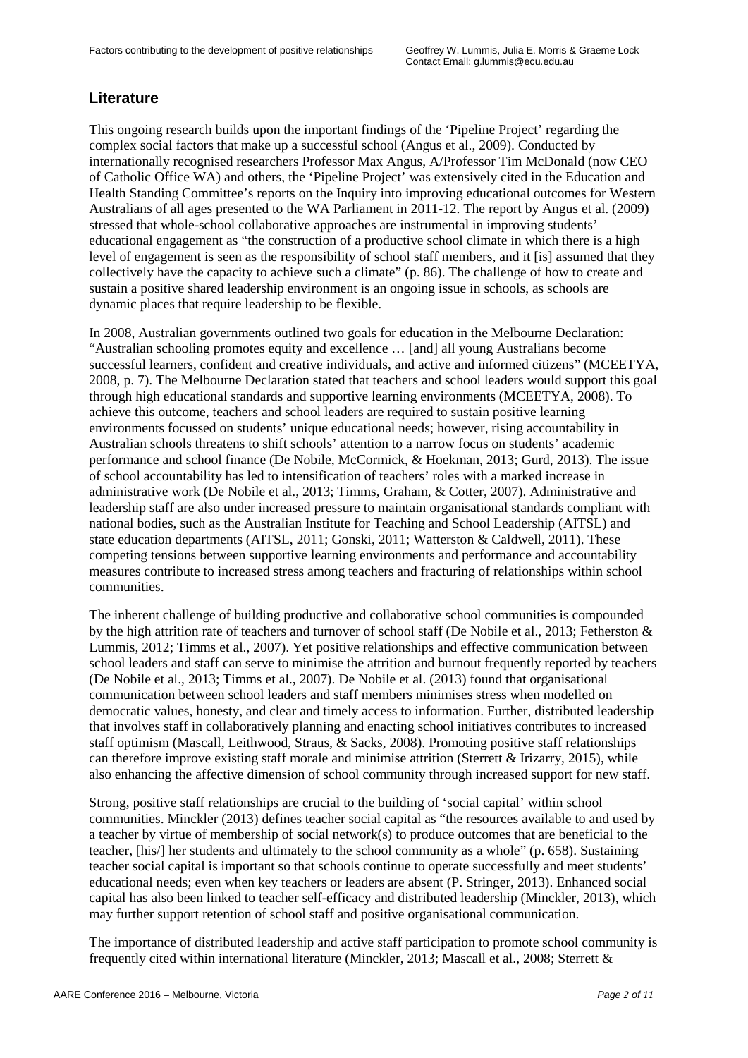## Literature

This ongoing research builds upon the important findings of the 'Pipeline Project' regarding the complex social factors that make up a successful school (Angus et al., 2009). Conducted by internationally recognised researchers Professor Max Angus, A/Professor Tim McDonald (now CEO of Catholic Office WA) and others, the 'Pipeline Project' was extensively cited in the Education and Health Standing Committee's reports on the Inquiry into improving educational outcomes for Western Australians of all ages presented to the WA Parliament in 2011-12. The report by Angus et al. (2009) stressed that whole-school collaborative approaches are instrumental in improving students' educational engagement as "the construction of a productive school climate in which there is a high level of engagement is seen as the responsibility of school staff members, and it [is] assumed that they collectively have the capacity to achieve such a climate" (p. 86). The challenge of how to create and sustain a positive shared leadership environment is an ongoing issue in schools, as schools are dynamic places that require leadership to be flexible.

In 2008, Australian governments outlined two goals for education in the Melbourne Declaration: "Australian schooling promotes equity and excellence … [and] all young Australians become successful learners, confident and creative individuals, and active and informed citizens" (MCEETYA, 2008, p. 7). The Melbourne Declaration stated that teachers and school leaders would support this goal through high educational standards and supportive learning environments (MCEETYA, 2008). To achieve this outcome, teachers and school leaders are required to sustain positive learning environments focussed on students' unique educational needs; however, rising accountability in Australian schools threatens to shift schools' attention to a narrow focus on students' academic performance and school finance (De Nobile, McCormick, & Hoekman, 2013; Gurd, 2013). The issue of school accountability has led to intensification of teachers' roles with a marked increase in administrative work (De Nobile et al., 2013; Timms, Graham, & Cotter, 2007). Administrative and leadership staff are also under increased pressure to maintain organisational standards compliant with national bodies, such as the Australian Institute for Teaching and School Leadership (AITSL) and state education departments (AITSL, 2011; Gonski, 2011; Watterston & Caldwell, 2011). These competing tensions between supportive learning environments and performance and accountability measures contribute to increased stress among teachers and fracturing of relationships within school communities.

The inherent challenge of building productive and collaborative school communities is compounded by the high attrition rate of teachers and turnover of school staff (De Nobile et al., 2013; Fetherston & Lummis, 2012; Timms et al., 2007). Yet positive relationships and effective communication between school leaders and staff can serve to minimise the attrition and burnout frequently reported by teachers (De Nobile et al., 2013; Timms et al., 2007). De Nobile et al. (2013) found that organisational communication between school leaders and staff members minimises stress when modelled on democratic values, honesty, and clear and timely access to information. Further, distributed leadership that involves staff in collaboratively planning and enacting school initiatives contributes to increased staff optimism (Mascall, Leithwood, Straus, & Sacks, 2008). Promoting positive staff relationships can therefore improve existing staff morale and minimise attrition (Sterrett & Irizarry, 2015), while also enhancing the affective dimension of school community through increased support for new staff.

Strong, positive staff relationships are crucial to the building of 'social capital' within school communities. Minckler (2013) defines teacher social capital as "the resources available to and used by a teacher by virtue of membership of social network(s) to produce outcomes that are beneficial to the teacher, [his/] her students and ultimately to the school community as a whole" (p. 658). Sustaining teacher social capital is important so that schools continue to operate successfully and meet students' educational needs; even when key teachers or leaders are absent (P. Stringer, 2013). Enhanced social capital has also been linked to teacher self-efficacy and distributed leadership (Minckler, 2013), which may further support retention of school staff and positive organisational communication.

The importance of distributed leadership and active staff participation to promote school community is frequently cited within international literature (Minckler, 2013; Mascall et al., 2008; Sterrett &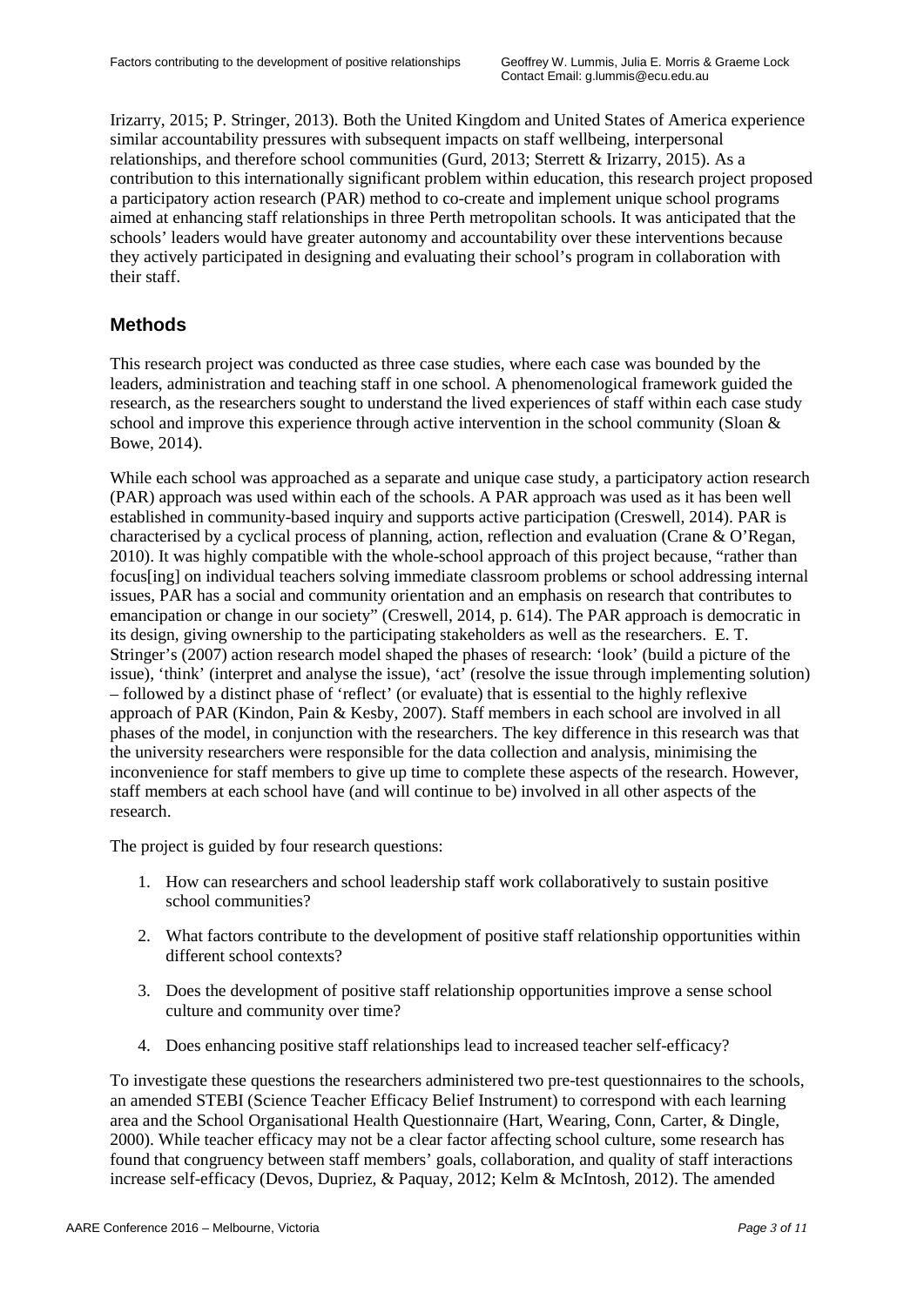Irizarry, 2015; P. Stringer, 2013). Both the United Kingdom and United States of America experience similar accountability pressures with subsequent impacts on staff wellbeing, interpersonal relationships, and therefore school communities (Gurd, 2013; Sterrett & Irizarry, 2015). As a contribution to this internationally significant problem within education, this research project proposed a participatory action research (PAR) method to co-create and implement unique school programs aimed at enhancing staff relationships in three Perth metropolitan schools. It was anticipated that the schools' leaders would have greater autonomy and accountability over these interventions because they actively participated in designing and evaluating their school's program in collaboration with their staff.

## Methods

This research project was conducted as three case studies, where each case was bounded by the leaders, administration and teaching staff in one school. A phenomenological framework guided the research, as the researchers sought to understand the lived experiences of staff within each case study school and improve this experience through active intervention in the school community (Sloan & Bowe, 2014).

While each school was approached as a separate and unique case study, a participatory action research (PAR) approach was used within each of the schools. A PAR approach was used as it has been well established in community-based inquiry and supports active participation (Creswell, 2014). PAR is characterised by a cyclical process of planning, action, reflection and evaluation (Crane & O'Regan, 2010). It was highly compatible with the whole-school approach of this project because, "rather than focus[ing] on individual teachers solving immediate classroom problems or school addressing internal issues, PAR has a social and community orientation and an emphasis on research that contributes to emancipation or change in our society" (Creswell, 2014, p. 614). The PAR approach is democratic in its design, giving ownership to the participating stakeholders as well as the researchers. E. T. Stringer's (2007) action research model shaped the phases of research: 'look' (build a picture of the issue), 'think' (interpret and analyse the issue), 'act' (resolve the issue through implementing solution) – followed by a distinct phase of 'reflect' (or evaluate) that is essential to the highly reflexive approach of PAR (Kindon, Pain & Kesby, 2007). Staff members in each school are involved in all phases of the model, in conjunction with the researchers. The key difference in this research was that the university researchers were responsible for the data collection and analysis, minimising the inconvenience for staff members to give up time to complete these aspects of the research. However, staff members at each school have (and will continue to be) involved in all other aspects of the research.

The project is guided by four research questions:

1. How can researchers and school leadership staff work collaboratively to sustain positive school communities?
2. What factors contribute to the development of positive staff relationship opportunities within different school contexts?
3. Does the development of positive staff relationship opportunities improve a sense school culture and community over time?
4. Does enhancing positive staff relationships lead to increased teacher self-efficacy?

To investigate these questions the researchers administered two pre-test questionnaires to the schools, an amended STEBI (Science Teacher Efficacy Belief Instrument) to correspond with each learning area and the School Organisational Health Questionnaire (Hart, Wearing, Conn, Carter, & Dingle, 2000). While teacher efficacy may not be a clear factor affecting school culture, some research has found that congruency between staff members' goals, collaboration, and quality of staff interactions increase self-efficacy (Devos, Dupriez, & Paquay, 2012; Kelm & McIntosh, 2012). The amended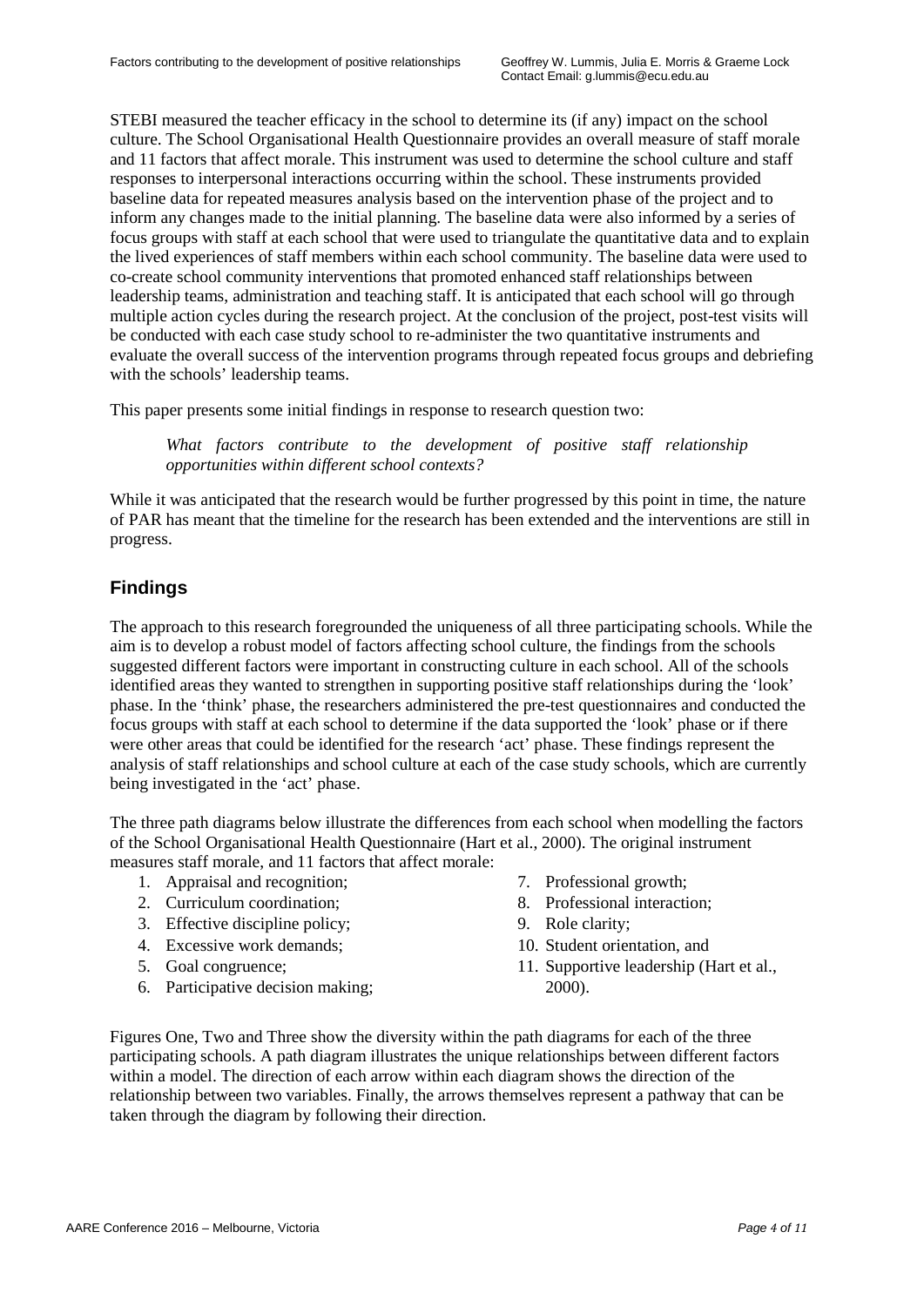STEBI measured the teacher efficacy in the school to determine its (if any) impact on the school culture. The School Organisational Health Questionnaire provides an overall measure of staff morale and 11 factors that affect morale. This instrument was used to determine the school culture and staff responses to interpersonal interactions occurring within the school. These instruments provided baseline data for repeated measures analysis based on the intervention phase of the project and to inform any changes made to the initial planning. The baseline data were also informed by a series of focus groups with staff at each school that were used to triangulate the quantitative data and to explain the lived experiences of staff members within each school community. The baseline data were used to co-create school community interventions that promoted enhanced staff relationships between leadership teams, administration and teaching staff. It is anticipated that each school will go through multiple action cycles during the research project. At the conclusion of the project, post-test visits will be conducted with each case study school to re-administer the two quantitative instruments and evaluate the overall success of the intervention programs through repeated focus groups and debriefing with the schools' leadership teams.

This paper presents some initial findings in response to research question two:

> *What factors contribute to the development of positive staff relationship opportunities within different school contexts?*

While it was anticipated that the research would be further progressed by this point in time, the nature of PAR has meant that the timeline for the research has been extended and the interventions are still in progress.

## Findings

The approach to this research foregrounded the uniqueness of all three participating schools. While the aim is to develop a robust model of factors affecting school culture, the findings from the schools suggested different factors were important in constructing culture in each school. All of the schools identified areas they wanted to strengthen in supporting positive staff relationships during the 'look' phase. In the 'think' phase, the researchers administered the pre-test questionnaires and conducted the focus groups with staff at each school to determine if the data supported the 'look' phase or if there were other areas that could be identified for the research 'act' phase. These findings represent the analysis of staff relationships and school culture at each of the case study schools, which are currently being investigated in the 'act' phase.

The three path diagrams below illustrate the differences from each school when modelling the factors of the School Organisational Health Questionnaire (Hart et al., 2000). The original instrument measures staff morale, and 11 factors that affect morale:

1. Appraisal and recognition;
2. Curriculum coordination;
3. Effective discipline policy;
4. Excessive work demands;
5. Goal congruence;
6. Participative decision making;
7. Professional growth;
8. Professional interaction;
9. Role clarity;
10. Student orientation, and
11. Supportive leadership (Hart et al., 2000).

Figures One, Two and Three show the diversity within the path diagrams for each of the three participating schools. A path diagram illustrates the unique relationships between different factors within a model. The direction of each arrow within each diagram shows the direction of the relationship between two variables. Finally, the arrows themselves represent a pathway that can be taken through the diagram by following their direction.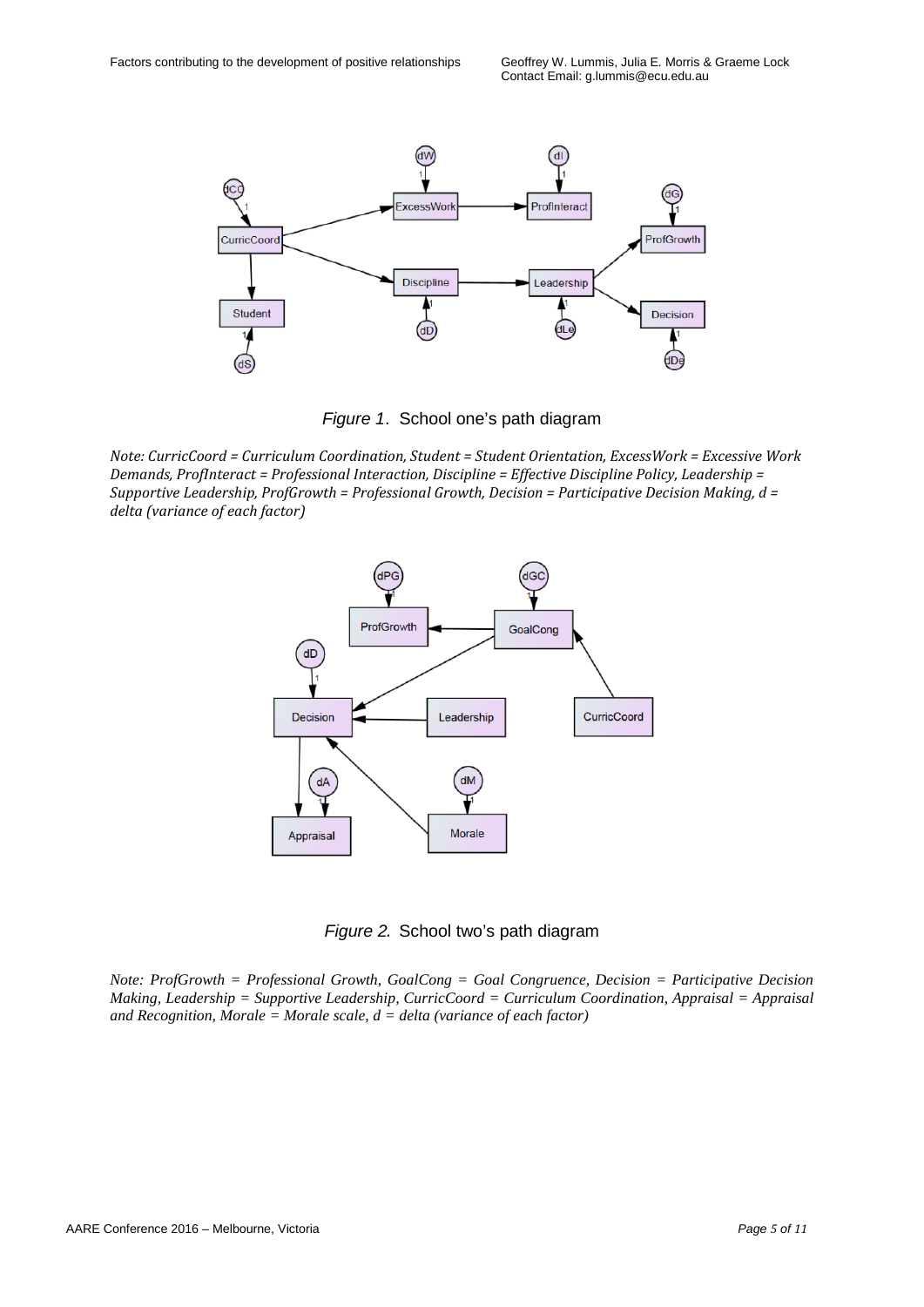*Figure 1*. School one's path diagram

*Note: CurricCoord = Curriculum Coordination, Student = Student Orientation, ExcessWork = Excessive Work Demands, ProfInteract = Professional Interaction, Discipline = Effective Discipline Policy, Leadership = Supportive Leadership, ProfGrowth = Professional Growth, Decision = Participative Decision Making, d = delta (variance of each factor)*

*Figure 2.* School two's path diagram

*Note: ProfGrowth = Professional Growth, GoalCong = Goal Congruence, Decision = Participative Decision Making, Leadership = Supportive Leadership, CurricCoord = Curriculum Coordination, Appraisal = Appraisal and Recognition, Morale = Morale scale, d = delta (variance of each factor)*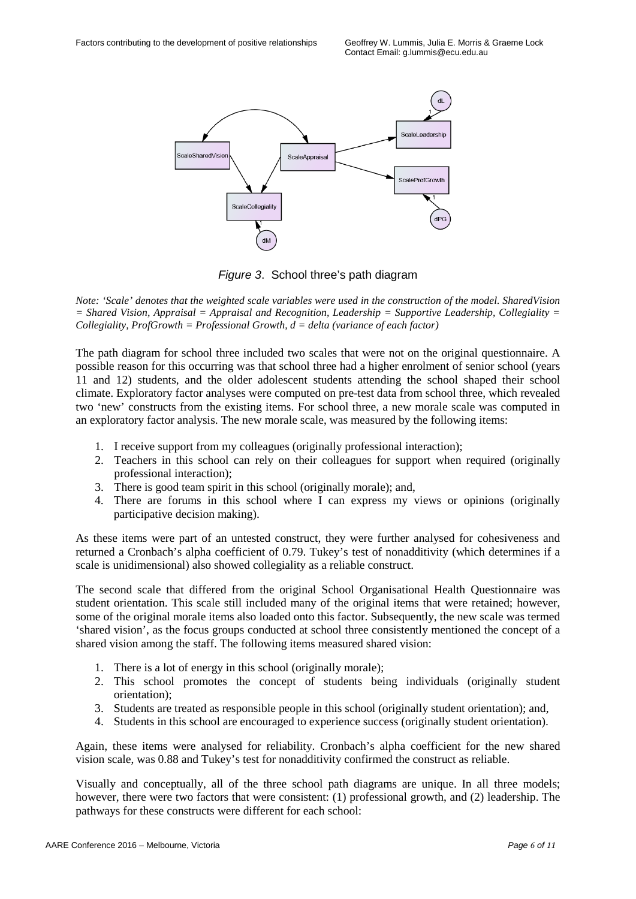*Figure 3*. School three's path diagram

*Note: 'Scale' denotes that the weighted scale variables were used in the construction of the model. SharedVision = Shared Vision, Appraisal = Appraisal and Recognition, Leadership = Supportive Leadership, Collegiality = Collegiality, ProfGrowth = Professional Growth, d = delta (variance of each factor)*

The path diagram for school three included two scales that were not on the original questionnaire. A possible reason for this occurring was that school three had a higher enrolment of senior school (years 11 and 12) students, and the older adolescent students attending the school shaped their school climate. Exploratory factor analyses were computed on pre-test data from school three, which revealed two 'new' constructs from the existing items. For school three, a new morale scale was computed in an exploratory factor analysis. The new morale scale, was measured by the following items:

1. I receive support from my colleagues (originally professional interaction);
2. Teachers in this school can rely on their colleagues for support when required (originally professional interaction);
3. There is good team spirit in this school (originally morale); and,
4. There are forums in this school where I can express my views or opinions (originally participative decision making).

As these items were part of an untested construct, they were further analysed for cohesiveness and returned a Cronbach's alpha coefficient of 0.79. Tukey's test of nonadditivity (which determines if a scale is unidimensional) also showed collegiality as a reliable construct.

The second scale that differed from the original School Organisational Health Questionnaire was student orientation. This scale still included many of the original items that were retained; however, some of the original morale items also loaded onto this factor. Subsequently, the new scale was termed 'shared vision', as the focus groups conducted at school three consistently mentioned the concept of a shared vision among the staff. The following items measured shared vision:

1. There is a lot of energy in this school (originally morale);
2. This school promotes the concept of students being individuals (originally student orientation);
3. Students are treated as responsible people in this school (originally student orientation); and,
4. Students in this school are encouraged to experience success (originally student orientation).

Again, these items were analysed for reliability. Cronbach's alpha coefficient for the new shared vision scale, was 0.88 and Tukey's test for nonadditivity confirmed the construct as reliable.

Visually and conceptually, all of the three school path diagrams are unique. In all three models; however, there were two factors that were consistent: (1) professional growth, and (2) leadership. The pathways for these constructs were different for each school: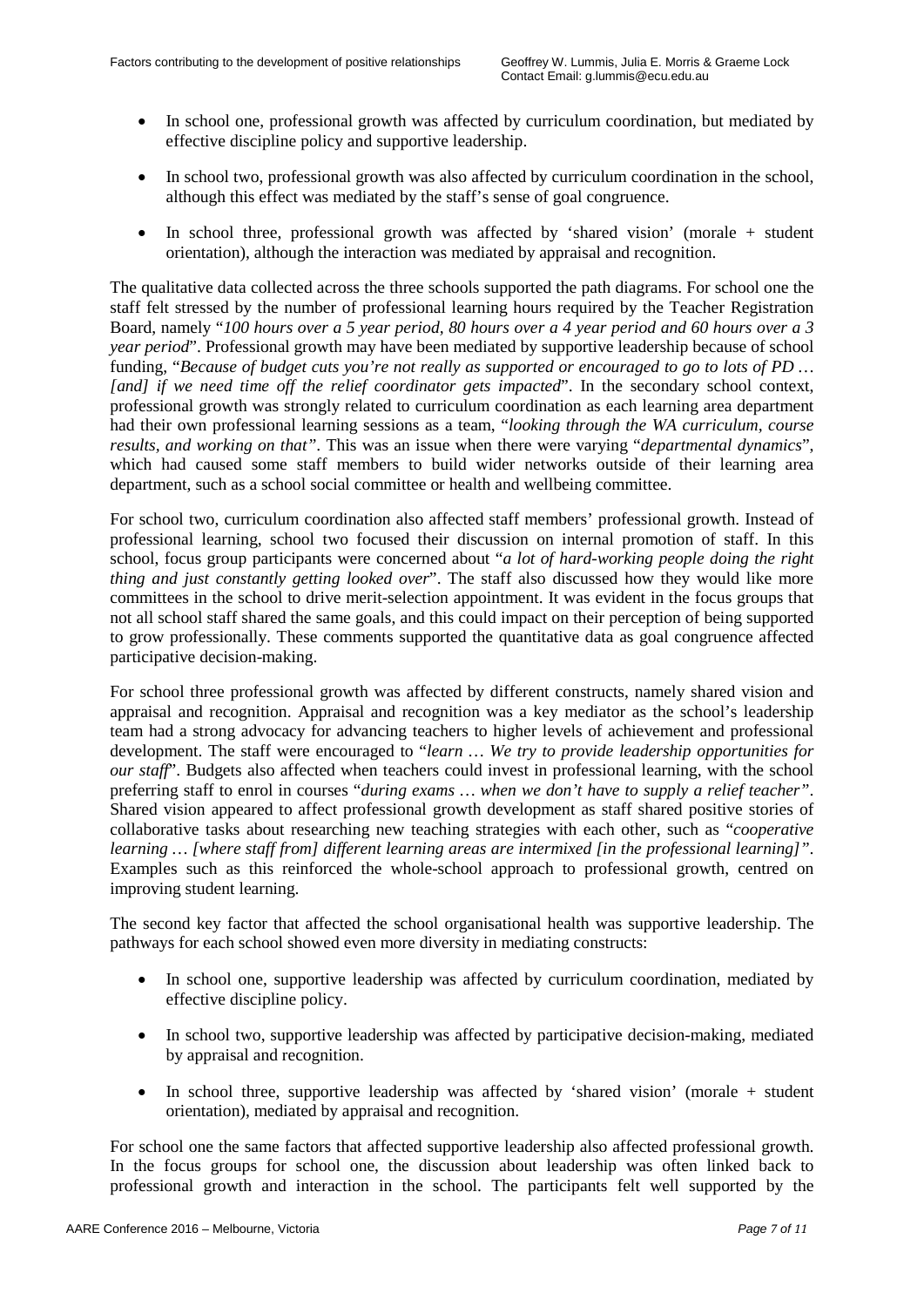- In school one, professional growth was affected by curriculum coordination, but mediated by effective discipline policy and supportive leadership.
- In school two, professional growth was also affected by curriculum coordination in the school, although this effect was mediated by the staff's sense of goal congruence.
- In school three, professional growth was affected by 'shared vision' (morale + student orientation), although the interaction was mediated by appraisal and recognition.

The qualitative data collected across the three schools supported the path diagrams. For school one the staff felt stressed by the number of professional learning hours required by the Teacher Registration Board, namely "*100 hours over a 5 year period, 80 hours over a 4 year period and 60 hours over a 3 year period*". Professional growth may have been mediated by supportive leadership because of school funding, "*Because of budget cuts you're not really as supported or encouraged to go to lots of PD … [and] if we need time off the relief coordinator gets impacted*". In the secondary school context, professional growth was strongly related to curriculum coordination as each learning area department had their own professional learning sessions as a team, "*looking through the WA curriculum, course results, and working on that*". This was an issue when there were varying "*departmental dynamics*", which had caused some staff members to build wider networks outside of their learning area department, such as a school social committee or health and wellbeing committee.

For school two, curriculum coordination also affected staff members' professional growth. Instead of professional learning, school two focused their discussion on internal promotion of staff. In this school, focus group participants were concerned about "*a lot of hard-working people doing the right thing and just constantly getting looked over*". The staff also discussed how they would like more committees in the school to drive merit-selection appointment. It was evident in the focus groups that not all school staff shared the same goals, and this could impact on their perception of being supported to grow professionally. These comments supported the quantitative data as goal congruence affected participative decision-making.

For school three professional growth was affected by different constructs, namely shared vision and appraisal and recognition. Appraisal and recognition was a key mediator as the school's leadership team had a strong advocacy for advancing teachers to higher levels of achievement and professional development. The staff were encouraged to "*learn … We try to provide leadership opportunities for our staff*". Budgets also affected when teachers could invest in professional learning, with the school preferring staff to enrol in courses "*during exams … when we don't have to supply a relief teacher*". Shared vision appeared to affect professional growth development as staff shared positive stories of collaborative tasks about researching new teaching strategies with each other, such as "*cooperative learning … [where staff from] different learning areas are intermixed [in the professional learning]*". Examples such as this reinforced the whole-school approach to professional growth, centred on improving student learning.

The second key factor that affected the school organisational health was supportive leadership. The pathways for each school showed even more diversity in mediating constructs:

- In school one, supportive leadership was affected by curriculum coordination, mediated by effective discipline policy.
- In school two, supportive leadership was affected by participative decision-making, mediated by appraisal and recognition.
- In school three, supportive leadership was affected by 'shared vision' (morale + student orientation), mediated by appraisal and recognition.

For school one the same factors that affected supportive leadership also affected professional growth. In the focus groups for school one, the discussion about leadership was often linked back to professional growth and interaction in the school. The participants felt well supported by the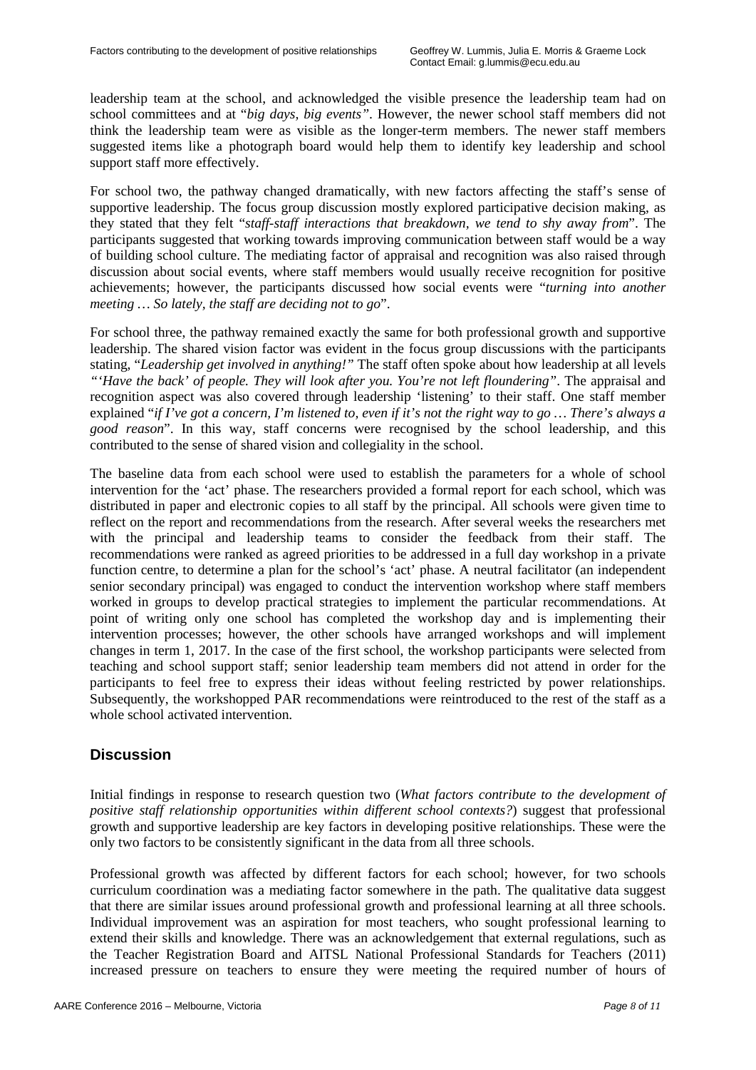leadership team at the school, and acknowledged the visible presence the leadership team had on school committees and at "*big days, big events"*. However, the newer school staff members did not think the leadership team were as visible as the longer-term members. The newer staff members suggested items like a photograph board would help them to identify key leadership and school support staff more effectively.

For school two, the pathway changed dramatically, with new factors affecting the staff's sense of supportive leadership. The focus group discussion mostly explored participative decision making, as they stated that they felt "*staff-staff interactions that breakdown, we tend to shy away from*". The participants suggested that working towards improving communication between staff would be a way of building school culture. The mediating factor of appraisal and recognition was also raised through discussion about social events, where staff members would usually receive recognition for positive achievements; however, the participants discussed how social events were "*turning into another meeting … So lately, the staff are deciding not to go*".

For school three, the pathway remained exactly the same for both professional growth and supportive leadership. The shared vision factor was evident in the focus group discussions with the participants stating, "*Leadership get involved in anything!"* The staff often spoke about how leadership at all levels *"'Have the back' of people. They will look after you. You're not left floundering"*. The appraisal and recognition aspect was also covered through leadership 'listening' to their staff. One staff member explained "*if I've got a concern, I'm listened to, even if it's not the right way to go … There's always a good reason*". In this way, staff concerns were recognised by the school leadership, and this contributed to the sense of shared vision and collegiality in the school.

The baseline data from each school were used to establish the parameters for a whole of school intervention for the 'act' phase. The researchers provided a formal report for each school, which was distributed in paper and electronic copies to all staff by the principal. All schools were given time to reflect on the report and recommendations from the research. After several weeks the researchers met with the principal and leadership teams to consider the feedback from their staff. The recommendations were ranked as agreed priorities to be addressed in a full day workshop in a private function centre, to determine a plan for the school's 'act' phase. A neutral facilitator (an independent senior secondary principal) was engaged to conduct the intervention workshop where staff members worked in groups to develop practical strategies to implement the particular recommendations. At point of writing only one school has completed the workshop day and is implementing their intervention processes; however, the other schools have arranged workshops and will implement changes in term 1, 2017. In the case of the first school, the workshop participants were selected from teaching and school support staff; senior leadership team members did not attend in order for the participants to feel free to express their ideas without feeling restricted by power relationships. Subsequently, the workshopped PAR recommendations were reintroduced to the rest of the staff as a whole school activated intervention.

## Discussion

Initial findings in response to research question two (*What factors contribute to the development of positive staff relationship opportunities within different school contexts?*) suggest that professional growth and supportive leadership are key factors in developing positive relationships. These were the only two factors to be consistently significant in the data from all three schools.

Professional growth was affected by different factors for each school; however, for two schools curriculum coordination was a mediating factor somewhere in the path. The qualitative data suggest that there are similar issues around professional growth and professional learning at all three schools. Individual improvement was an aspiration for most teachers, who sought professional learning to extend their skills and knowledge. There was an acknowledgement that external regulations, such as the Teacher Registration Board and AITSL National Professional Standards for Teachers (2011) increased pressure on teachers to ensure they were meeting the required number of hours of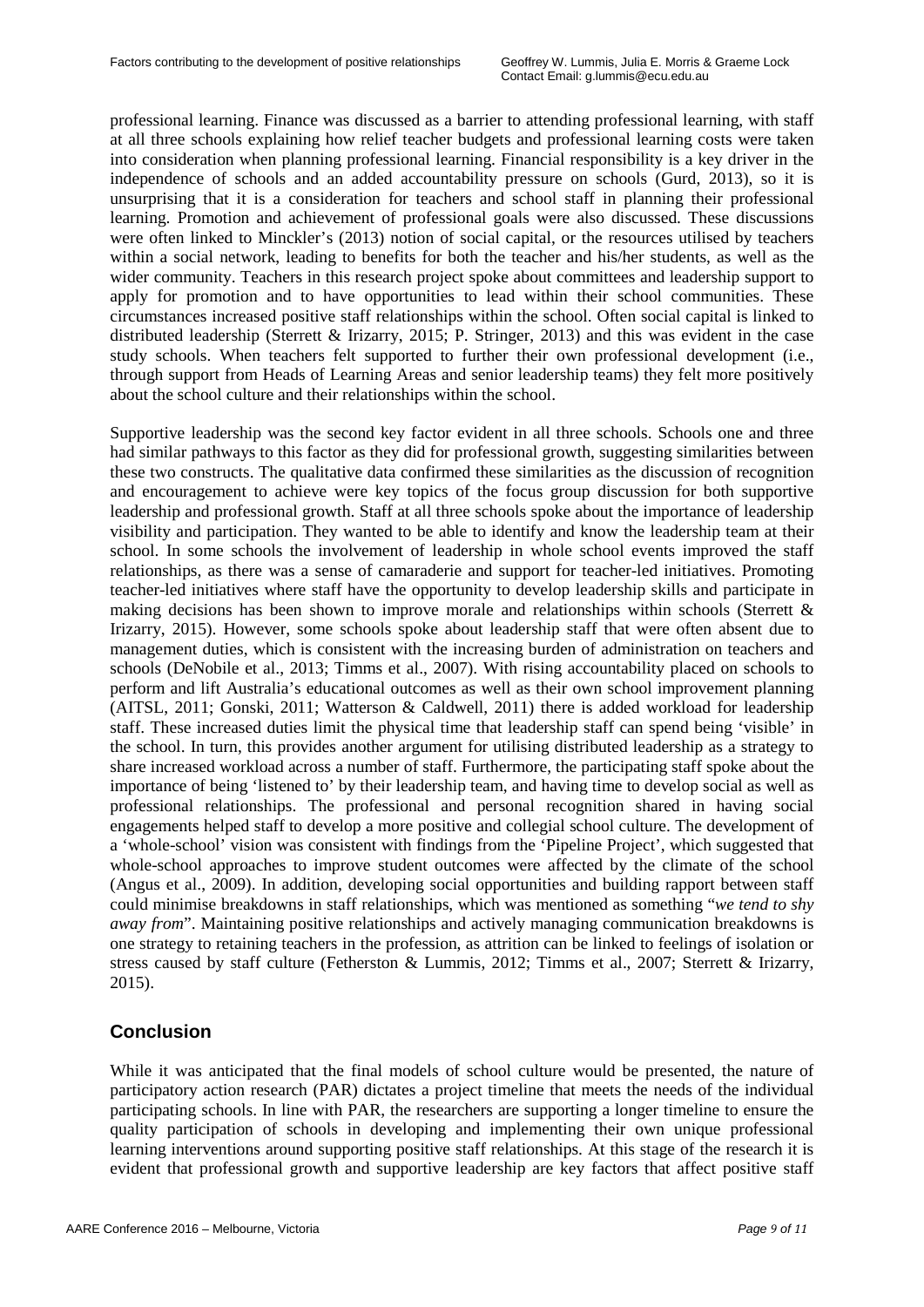professional learning. Finance was discussed as a barrier to attending professional learning, with staff at all three schools explaining how relief teacher budgets and professional learning costs were taken into consideration when planning professional learning. Financial responsibility is a key driver in the independence of schools and an added accountability pressure on schools (Gurd, 2013), so it is unsurprising that it is a consideration for teachers and school staff in planning their professional learning. Promotion and achievement of professional goals were also discussed. These discussions were often linked to Minckler's (2013) notion of social capital, or the resources utilised by teachers within a social network, leading to benefits for both the teacher and his/her students, as well as the wider community. Teachers in this research project spoke about committees and leadership support to apply for promotion and to have opportunities to lead within their school communities. These circumstances increased positive staff relationships within the school. Often social capital is linked to distributed leadership (Sterrett & Irizarry, 2015; P. Stringer, 2013) and this was evident in the case study schools. When teachers felt supported to further their own professional development (i.e., through support from Heads of Learning Areas and senior leadership teams) they felt more positively about the school culture and their relationships within the school.

Supportive leadership was the second key factor evident in all three schools. Schools one and three had similar pathways to this factor as they did for professional growth, suggesting similarities between these two constructs. The qualitative data confirmed these similarities as the discussion of recognition and encouragement to achieve were key topics of the focus group discussion for both supportive leadership and professional growth. Staff at all three schools spoke about the importance of leadership visibility and participation. They wanted to be able to identify and know the leadership team at their school. In some schools the involvement of leadership in whole school events improved the staff relationships, as there was a sense of camaraderie and support for teacher-led initiatives. Promoting teacher-led initiatives where staff have the opportunity to develop leadership skills and participate in making decisions has been shown to improve morale and relationships within schools (Sterrett & Irizarry, 2015). However, some schools spoke about leadership staff that were often absent due to management duties, which is consistent with the increasing burden of administration on teachers and schools (DeNobile et al., 2013; Timms et al., 2007). With rising accountability placed on schools to perform and lift Australia's educational outcomes as well as their own school improvement planning (AITSL, 2011; Gonski, 2011; Watterson & Caldwell, 2011) there is added workload for leadership staff. These increased duties limit the physical time that leadership staff can spend being 'visible' in the school. In turn, this provides another argument for utilising distributed leadership as a strategy to share increased workload across a number of staff. Furthermore, the participating staff spoke about the importance of being 'listened to' by their leadership team, and having time to develop social as well as professional relationships. The professional and personal recognition shared in having social engagements helped staff to develop a more positive and collegial school culture. The development of a 'whole-school' vision was consistent with findings from the 'Pipeline Project', which suggested that whole-school approaches to improve student outcomes were affected by the climate of the school (Angus et al., 2009). In addition, developing social opportunities and building rapport between staff could minimise breakdowns in staff relationships, which was mentioned as something "*we tend to shy away from*". Maintaining positive relationships and actively managing communication breakdowns is one strategy to retaining teachers in the profession, as attrition can be linked to feelings of isolation or stress caused by staff culture (Fetherston & Lummis, 2012; Timms et al., 2007; Sterrett & Irizarry, 2015).

## Conclusion

While it was anticipated that the final models of school culture would be presented, the nature of participatory action research (PAR) dictates a project timeline that meets the needs of the individual participating schools. In line with PAR, the researchers are supporting a longer timeline to ensure the quality participation of schools in developing and implementing their own unique professional learning interventions around supporting positive staff relationships. At this stage of the research it is evident that professional growth and supportive leadership are key factors that affect positive staff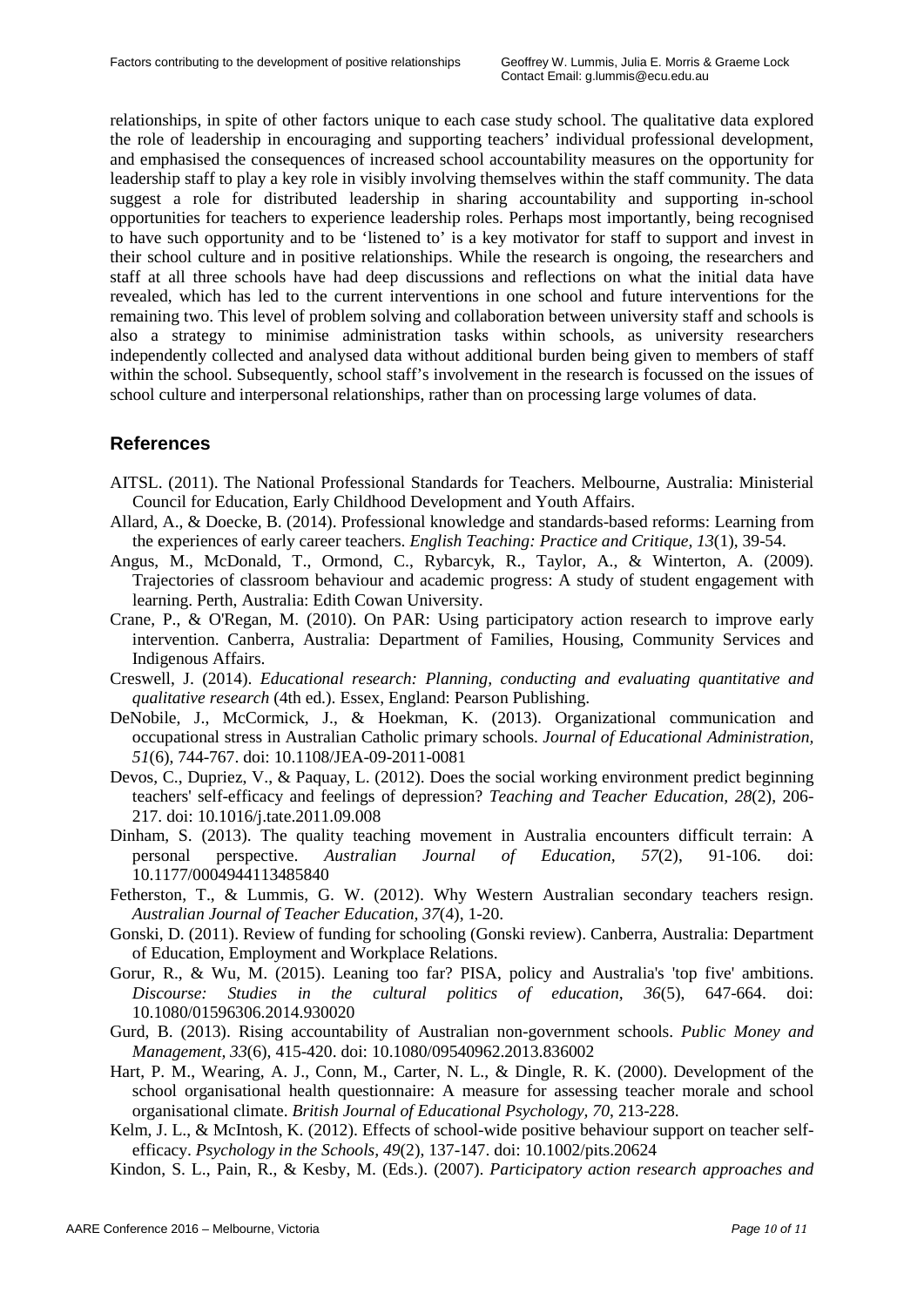relationships, in spite of other factors unique to each case study school. The qualitative data explored the role of leadership in encouraging and supporting teachers' individual professional development, and emphasised the consequences of increased school accountability measures on the opportunity for leadership staff to play a key role in visibly involving themselves within the staff community. The data suggest a role for distributed leadership in sharing accountability and supporting in-school opportunities for teachers to experience leadership roles. Perhaps most importantly, being recognised to have such opportunity and to be 'listened to' is a key motivator for staff to support and invest in their school culture and in positive relationships. While the research is ongoing, the researchers and staff at all three schools have had deep discussions and reflections on what the initial data have revealed, which has led to the current interventions in one school and future interventions for the remaining two. This level of problem solving and collaboration between university staff and schools is also a strategy to minimise administration tasks within schools, as university researchers independently collected and analysed data without additional burden being given to members of staff within the school. Subsequently, school staff's involvement in the research is focussed on the issues of school culture and interpersonal relationships, rather than on processing large volumes of data.

## References

AITSL. (2011). The National Professional Standards for Teachers. Melbourne, Australia: Ministerial Council for Education, Early Childhood Development and Youth Affairs.

Allard, A., & Doecke, B. (2014). Professional knowledge and standards-based reforms: Learning from the experiences of early career teachers. *English Teaching: Practice and Critique, 13*(1), 39-54.

Angus, M., McDonald, T., Ormond, C., Rybarcyk, R., Taylor, A., & Winterton, A. (2009). Trajectories of classroom behaviour and academic progress: A study of student engagement with learning. Perth, Australia: Edith Cowan University.

Crane, P., & O'Regan, M. (2010). On PAR: Using participatory action research to improve early intervention. Canberra, Australia: Department of Families, Housing, Community Services and Indigenous Affairs.

Creswell, J. (2014). *Educational research: Planning, conducting and evaluating quantitative and qualitative research* (4th ed.). Essex, England: Pearson Publishing.

DeNobile, J., McCormick, J., & Hoekman, K. (2013). Organizational communication and occupational stress in Australian Catholic primary schools. *Journal of Educational Administration, 51*(6), 744-767. doi: 10.1108/JEA-09-2011-0081

Devos, C., Dupriez, V., & Paquay, L. (2012). Does the social working environment predict beginning teachers' self-efficacy and feelings of depression? *Teaching and Teacher Education, 28*(2), 206-217. doi: 10.1016/j.tate.2011.09.008

Dinham, S. (2013). The quality teaching movement in Australia encounters difficult terrain: A personal perspective. *Australian Journal of Education, 57*(2), 91-106. doi: 10.1177/0004944113485840

Fetherston, T., & Lummis, G. W. (2012). Why Western Australian secondary teachers resign. *Australian Journal of Teacher Education, 37*(4), 1-20.

Gonski, D. (2011). Review of funding for schooling (Gonski review). Canberra, Australia: Department of Education, Employment and Workplace Relations.

Gorur, R., & Wu, M. (2015). Leaning too far? PISA, policy and Australia's 'top five' ambitions. *Discourse: Studies in the cultural politics of education, 36*(5), 647-664. doi: 10.1080/01596306.2014.930020

Gurd, B. (2013). Rising accountability of Australian non-government schools. *Public Money and Management, 33*(6), 415-420. doi: 10.1080/09540962.2013.836002

Hart, P. M., Wearing, A. J., Conn, M., Carter, N. L., & Dingle, R. K. (2000). Development of the school organisational health questionnaire: A measure for assessing teacher morale and school organisational climate. *British Journal of Educational Psychology, 70*, 213-228.

Kelm, J. L., & McIntosh, K. (2012). Effects of school-wide positive behaviour support on teacher self-efficacy. *Psychology in the Schools, 49*(2), 137-147. doi: 10.1002/pits.20624

Kindon, S. L., Pain, R., & Kesby, M. (Eds.). (2007). *Participatory action research approaches and*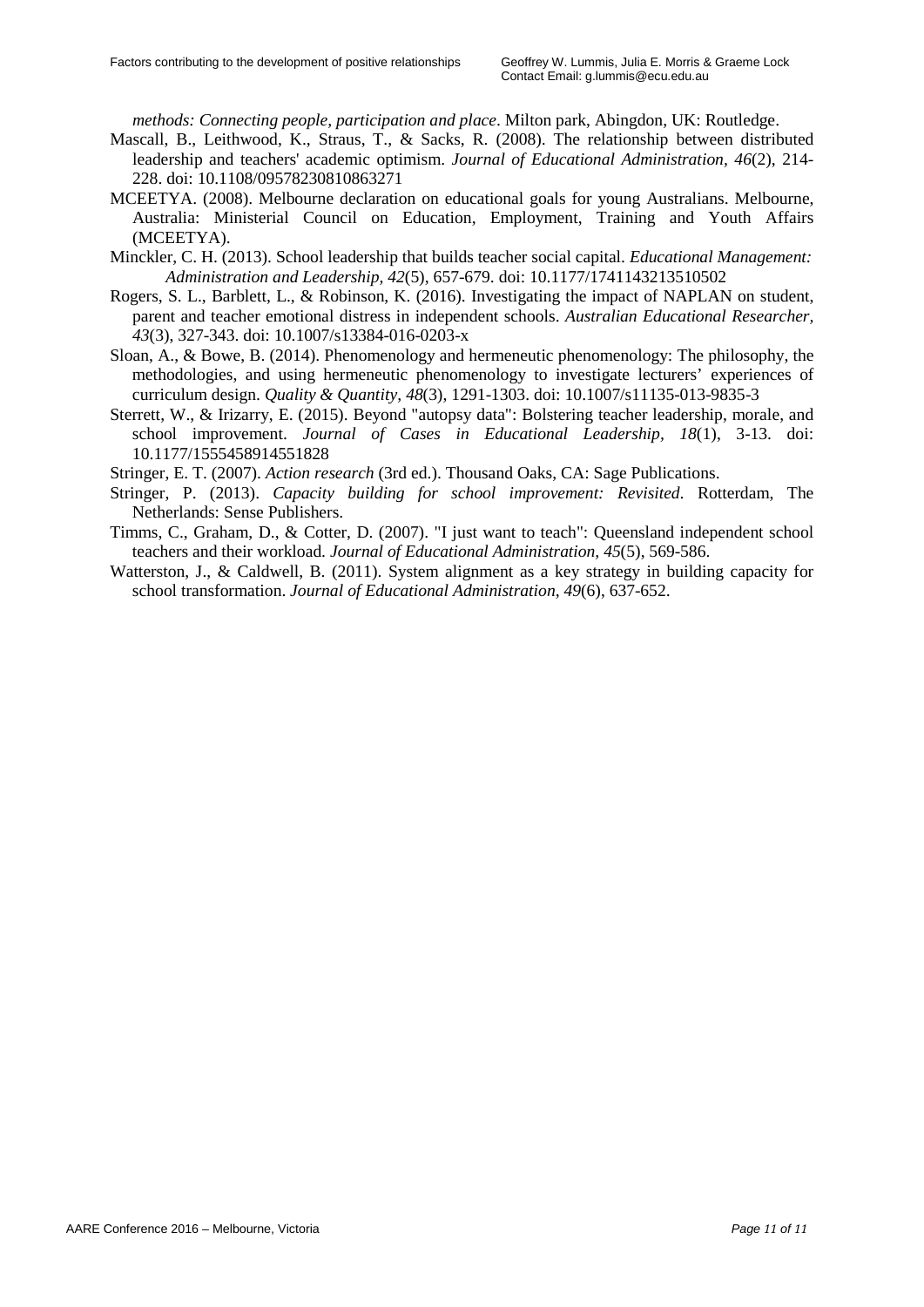*methods: Connecting people, participation and place*. Milton park, Abingdon, UK: Routledge.

Mascall, B., Leithwood, K., Straus, T., & Sacks, R. (2008). The relationship between distributed leadership and teachers' academic optimism. *Journal of Educational Administration, 46*(2), 214-228. doi: 10.1108/09578230810863271

MCEETYA. (2008). Melbourne declaration on educational goals for young Australians. Melbourne, Australia: Ministerial Council on Education, Employment, Training and Youth Affairs (MCEETYA).

Minckler, C. H. (2013). School leadership that builds teacher social capital. *Educational Management: Administration and Leadership, 42*(5), 657-679. doi: 10.1177/1741143213510502

Rogers, S. L., Barblett, L., & Robinson, K. (2016). Investigating the impact of NAPLAN on student, parent and teacher emotional distress in independent schools. *Australian Educational Researcher, 43*(3), 327-343. doi: 10.1007/s13384-016-0203-x

Sloan, A., & Bowe, B. (2014). Phenomenology and hermeneutic phenomenology: The philosophy, the methodologies, and using hermeneutic phenomenology to investigate lecturers' experiences of curriculum design. *Quality & Quantity, 48*(3), 1291-1303. doi: 10.1007/s11135-013-9835-3

Sterrett, W., & Irizarry, E. (2015). Beyond "autopsy data": Bolstering teacher leadership, morale, and school improvement. *Journal of Cases in Educational Leadership, 18*(1), 3-13. doi: 10.1177/1555458914551828

Stringer, E. T. (2007). *Action research* (3rd ed.). Thousand Oaks, CA: Sage Publications.

Stringer, P. (2013). *Capacity building for school improvement: Revisited*. Rotterdam, The Netherlands: Sense Publishers.

Timms, C., Graham, D., & Cotter, D. (2007). "I just want to teach": Queensland independent school teachers and their workload. *Journal of Educational Administration, 45*(5), 569-586.

Watterston, J., & Caldwell, B. (2011). System alignment as a key strategy in building capacity for school transformation. *Journal of Educational Administration, 49*(6), 637-652.